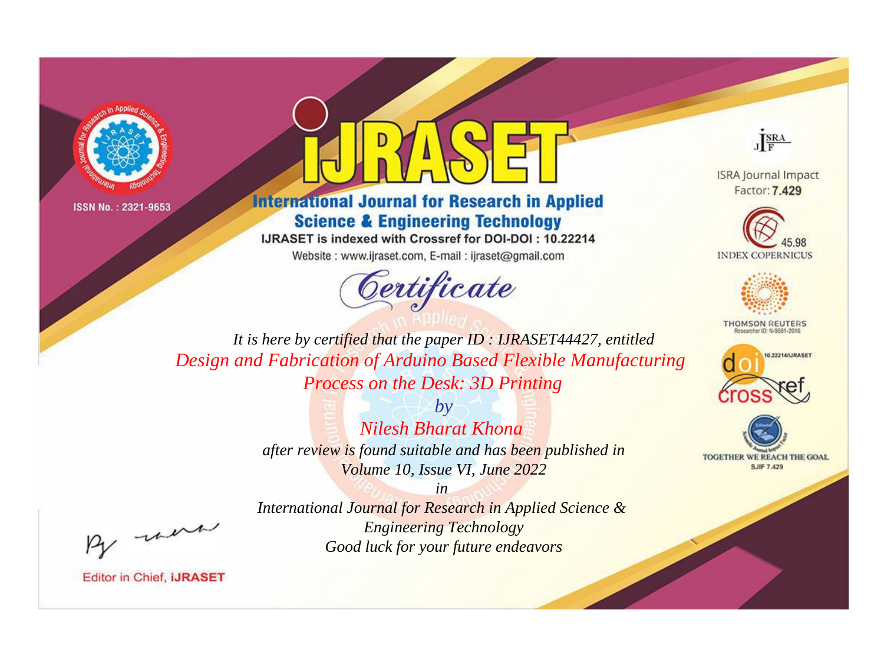ISSN No. : 2321-9653

# iJRASET

## International Journal for Research in Applied Science & Engineering Technology

IJRASET is indexed with Crossref for DOI-DOI : 10.22214

Website : www.ijraset.com, E-mail : ijraset@gmail.com

ISRA Journal Impact Factor: **7.429**

45.98 INDEX COPERNICUS

THOMSON REUTERS Researcher ID: N-9681-2016

10.22214/IJRASET

TOGETHER WE REACH THE GOAL SJIF 7.429

# *Certificate*

*It is here by certified that the paper ID : IJRASET44427, entitled*

*Design and Fabrication of Arduino Based Flexible Manufacturing Process on the Desk: 3D Printing*

*by*

*Nilesh Bharat Khona*

*after review is found suitable and has been published in*

*Volume 10, Issue VI, June 2022*

*in*

*International Journal for Research in Applied Science & Engineering Technology*

*Good luck for your future endeavors*

Editor in Chief, **iJRASET**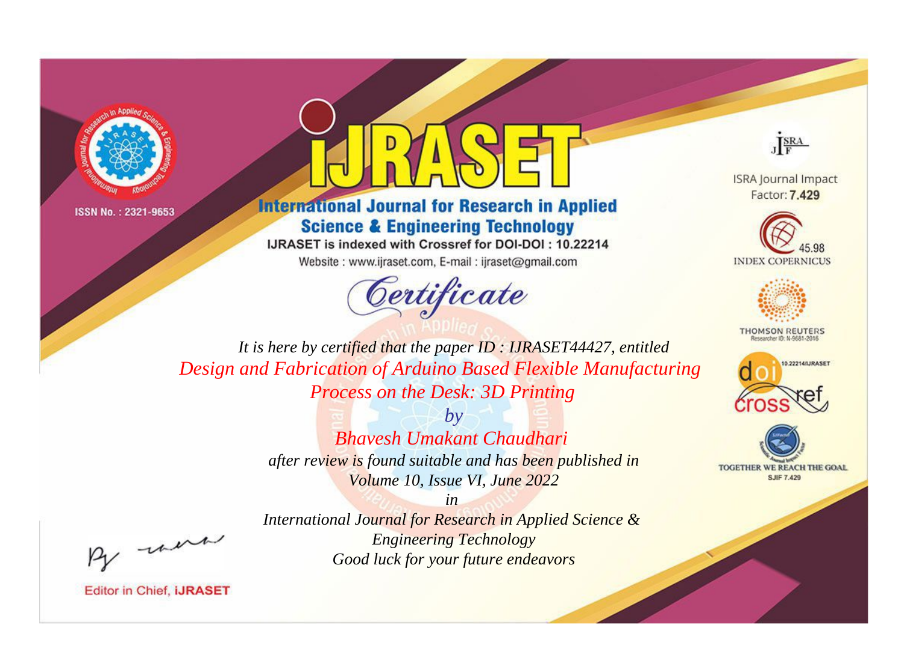ISSN No. : 2321-9653

# IJRASET

## International Journal for Research in Applied Science & Engineering Technology

IJRASET is indexed with Crossref for DOI-DOI : 10.22214

Website : www.ijraset.com, E-mail : ijraset@gmail.com

ISRA Journal Impact Factor: **7.429**

45.98 INDEX COPERNICUS

THOMSON REUTERS Researcher ID: N-9681-2016

10.22214/IJRASET

TOGETHER WE REACH THE GOAL SJIF 7.429

## *Certificate*

*It is here by certified that the paper ID : IJRASET44427, entitled*

*Design and Fabrication of Arduino Based Flexible Manufacturing Process on the Desk: 3D Printing*

*by*

*Bhavesh Umakant Chaudhari*

*after review is found suitable and has been published in*

*Volume 10, Issue VI, June 2022*

*in*

*International Journal for Research in Applied Science & Engineering Technology*

*Good luck for your future endeavors*

Editor in Chief, **iJRASET**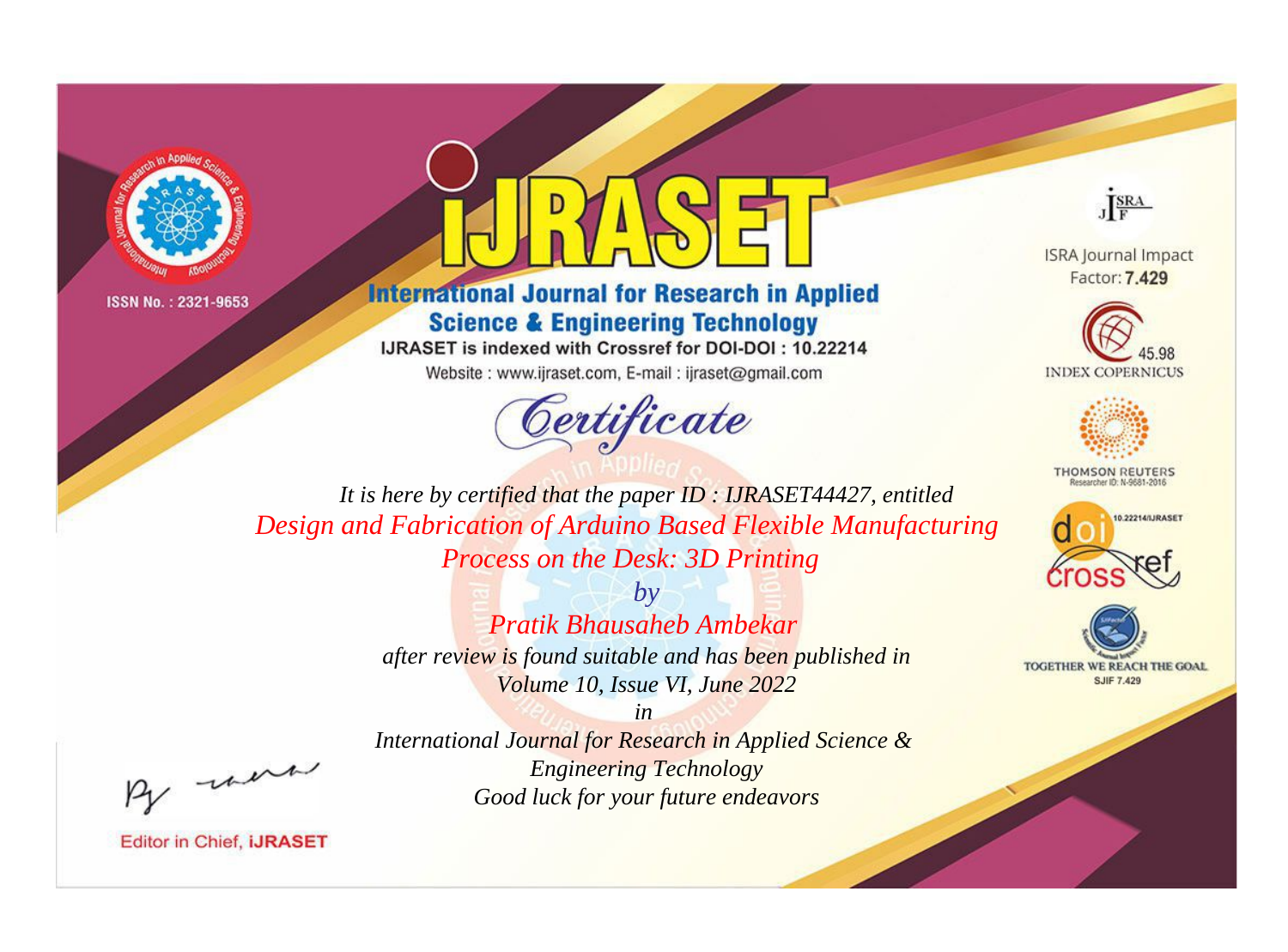ISSN No. : 2321-9653

# IJRASET

## International Journal for Research in Applied Science & Engineering Technology

IJRASET is indexed with Crossref for DOI-DOI : 10.22214

Website : www.ijraset.com, E-mail : ijraset@gmail.com

ISRA Journal Impact Factor: **7.429**

45.98 INDEX COPERNICUS

THOMSON REUTERS Researcher ID: N-9681-2016

10.22214/IJRASET

TOGETHER WE REACH THE GOAL SJIF 7.429

# *Certificate*

*It is here by certified that the paper ID : IJRASET44427, entitled*

*Design and Fabrication of Arduino Based Flexible Manufacturing Process on the Desk: 3D Printing*

*by*

*Pratik Bhausaheb Ambekar*

*after review is found suitable and has been published in*

*Volume 10, Issue VI, June 2022*

*in*

*International Journal for Research in Applied Science & Engineering Technology*

*Good luck for your future endeavors*

Editor in Chief, **iJRASET**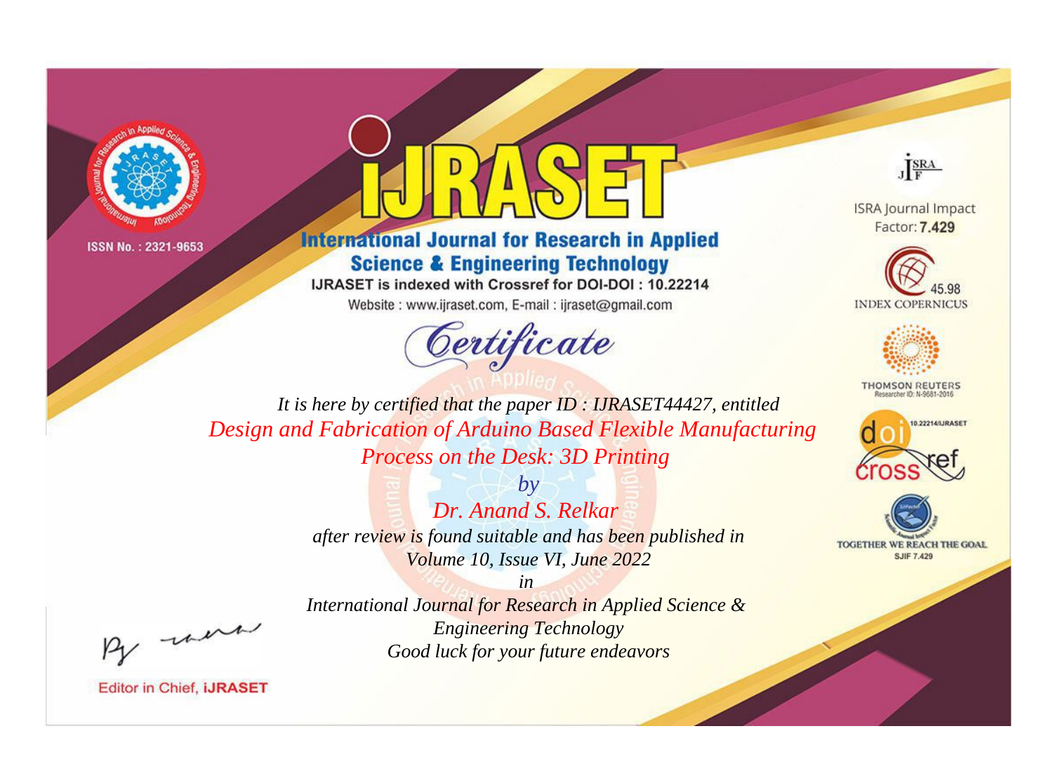ISSN No. : 2321-9653

# iJRASET

## International Journal for Research in Applied Science & Engineering Technology

IJRASET is indexed with Crossref for DOI-DOI : 10.22214

Website : www.ijraset.com, E-mail : ijraset@gmail.com

*Certificate*

ISRA Journal Impact Factor: **7.429**

45.98 INDEX COPERNICUS

THOMSON REUTERS Researcher ID: N-9681-2016

10.22214/IJRASET

TOGETHER WE REACH THE GOAL SJIF 7.429

*It is here by certified that the paper ID : IJRASET44427, entitled*

*Design and Fabrication of Arduino Based Flexible Manufacturing Process on the Desk: 3D Printing*

*by*

*Dr. Anand S. Relkar*

*after review is found suitable and has been published in Volume 10, Issue VI, June 2022*

*in*

*International Journal for Research in Applied Science & Engineering Technology*

*Good luck for your future endeavors*

Editor in Chief, **iJRASET**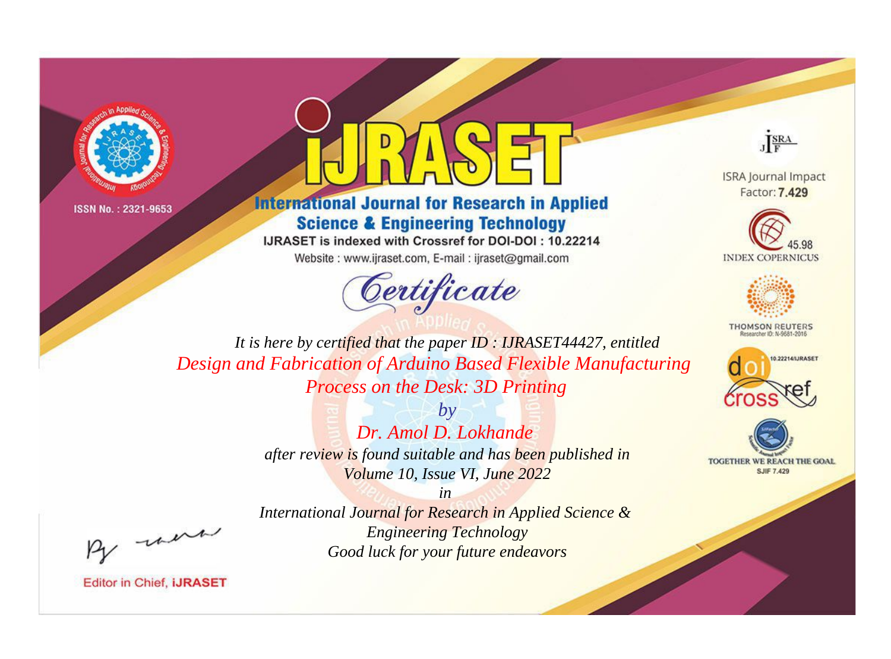ISSN No. : 2321-9653

# IJRASET

## International Journal for Research in Applied Science & Engineering Technology

IJRASET is indexed with Crossref for DOI-DOI : 10.22214

Website : www.ijraset.com, E-mail : ijraset@gmail.com

ISRA Journal Impact Factor: **7.429**

45.98 INDEX COPERNICUS

THOMSON REUTERS Researcher ID: N-9681-2016

10.22214/IJRASET

TOGETHER WE REACH THE GOAL SJIF 7.429

*Certificate*

*It is here by certified that the paper ID : IJRASET44427, entitled*

*Design and Fabrication of Arduino Based Flexible Manufacturing Process on the Desk: 3D Printing*

*by*

*Dr. Amol D. Lokhande*

*after review is found suitable and has been published in*

*Volume 10, Issue VI, June 2022*

*in*

*International Journal for Research in Applied Science & Engineering Technology*

*Good luck for your future endeavors*

Editor in Chief, **iJRASET**